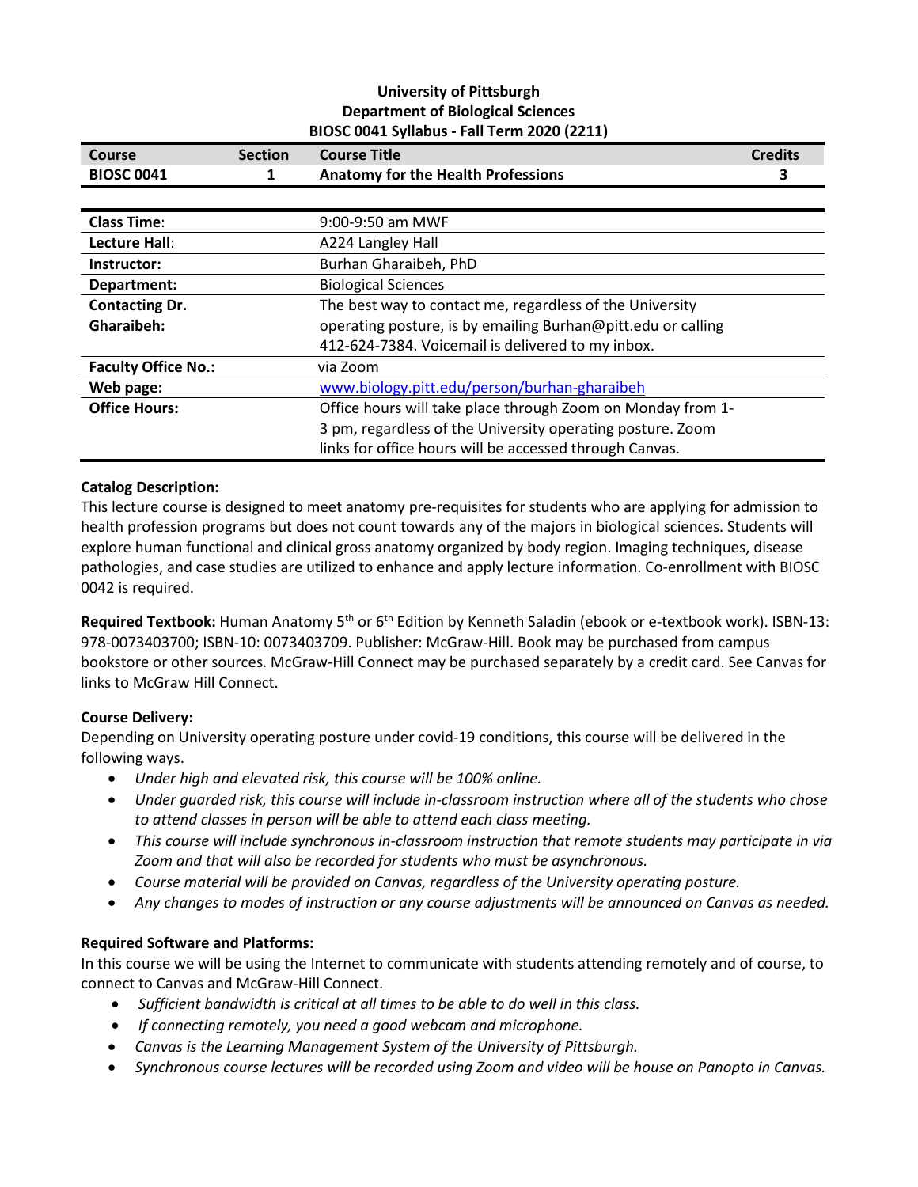**University of Pittsburgh**
**Department of Biological Sciences**
**BIOSC 0041 Syllabus - Fall Term 2020 (2211)**

| Course | Section | Course Title | Credits |
|---|---|---|---|
| **BIOSC 0041** | **1** | **Anatomy for the Health Professions** | **3** |

| | |
|---|---|
| **Class Time**: | 9:00-9:50 am MWF |
| **Lecture Hall**: | A224 Langley Hall |
| **Instructor:** | Burhan Gharaibeh, PhD |
| **Department:** | Biological Sciences |
| **Contacting Dr. Gharaibeh:** | The best way to contact me, regardless of the University operating posture, is by emailing Burhan@pitt.edu or calling 412-624-7384. Voicemail is delivered to my inbox. |
| **Faculty Office No.:** | via Zoom |
| **Web page:** | www.biology.pitt.edu/person/burhan-gharaibeh |
| **Office Hours:** | Office hours will take place through Zoom on Monday from 1-3 pm, regardless of the University operating posture. Zoom links for office hours will be accessed through Canvas. |

**Catalog Description:**
This lecture course is designed to meet anatomy pre-requisites for students who are applying for admission to health profession programs but does not count towards any of the majors in biological sciences. Students will explore human functional and clinical gross anatomy organized by body region. Imaging techniques, disease pathologies, and case studies are utilized to enhance and apply lecture information. Co-enrollment with BIOSC 0042 is required.

**Required Textbook:** Human Anatomy 5th or 6th Edition by Kenneth Saladin (ebook or e-textbook work). ISBN-13: 978-0073403700; ISBN-10: 0073403709. Publisher: McGraw-Hill. Book may be purchased from campus bookstore or other sources. McGraw-Hill Connect may be purchased separately by a credit card. See Canvas for links to McGraw Hill Connect.

**Course Delivery:**
Depending on University operating posture under covid-19 conditions, this course will be delivered in the following ways.

- *Under high and elevated risk, this course will be 100% online.*
- *Under guarded risk, this course will include in-classroom instruction where all of the students who chose to attend classes in person will be able to attend each class meeting.*
- *This course will include synchronous in-classroom instruction that remote students may participate in via Zoom and that will also be recorded for students who must be asynchronous.*
- *Course material will be provided on Canvas, regardless of the University operating posture.*
- *Any changes to modes of instruction or any course adjustments will be announced on Canvas as needed.*

**Required Software and Platforms:**
In this course we will be using the Internet to communicate with students attending remotely and of course, to connect to Canvas and McGraw-Hill Connect.

- *Sufficient bandwidth is critical at all times to be able to do well in this class.*
- *If connecting remotely, you need a good webcam and microphone.*
- *Canvas is the Learning Management System of the University of Pittsburgh.*
- *Synchronous course lectures will be recorded using Zoom and video will be house on Panopto in Canvas.*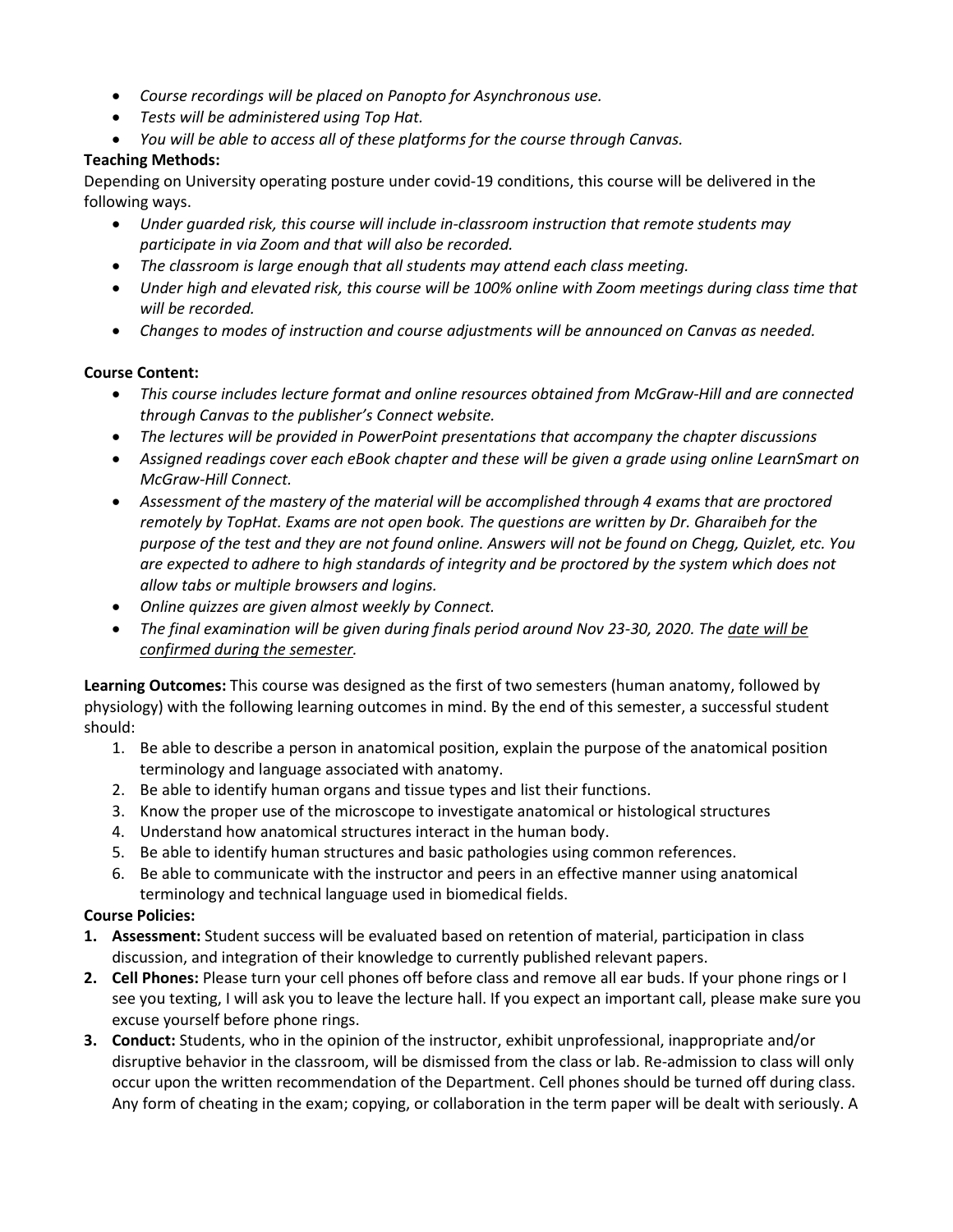- *Course recordings will be placed on Panopto for Asynchronous use.*
- *Tests will be administered using Top Hat.*
- *You will be able to access all of these platforms for the course through Canvas.*

**Teaching Methods:**

Depending on University operating posture under covid-19 conditions, this course will be delivered in the following ways.

- *Under guarded risk, this course will include in-classroom instruction that remote students may participate in via Zoom and that will also be recorded.*
- *The classroom is large enough that all students may attend each class meeting.*
- *Under high and elevated risk, this course will be 100% online with Zoom meetings during class time that will be recorded.*
- *Changes to modes of instruction and course adjustments will be announced on Canvas as needed.*

**Course Content:**

- *This course includes lecture format and online resources obtained from McGraw-Hill and are connected through Canvas to the publisher's Connect website.*
- *The lectures will be provided in PowerPoint presentations that accompany the chapter discussions*
- *Assigned readings cover each eBook chapter and these will be given a grade using online LearnSmart on McGraw-Hill Connect.*
- *Assessment of the mastery of the material will be accomplished through 4 exams that are proctored remotely by TopHat. Exams are not open book. The questions are written by Dr. Gharaibeh for the purpose of the test and they are not found online. Answers will not be found on Chegg, Quizlet, etc. You are expected to adhere to high standards of integrity and be proctored by the system which does not allow tabs or multiple browsers and logins.*
- *Online quizzes are given almost weekly by Connect.*
- *The final examination will be given during finals period around Nov 23-30, 2020. The date will be confirmed during the semester.*

**Learning Outcomes:** This course was designed as the first of two semesters (human anatomy, followed by physiology) with the following learning outcomes in mind. By the end of this semester, a successful student should:

1. Be able to describe a person in anatomical position, explain the purpose of the anatomical position terminology and language associated with anatomy.
2. Be able to identify human organs and tissue types and list their functions.
3. Know the proper use of the microscope to investigate anatomical or histological structures
4. Understand how anatomical structures interact in the human body.
5. Be able to identify human structures and basic pathologies using common references.
6. Be able to communicate with the instructor and peers in an effective manner using anatomical terminology and technical language used in biomedical fields.

**Course Policies:**

1. **Assessment:** Student success will be evaluated based on retention of material, participation in class discussion, and integration of their knowledge to currently published relevant papers.
2. **Cell Phones:** Please turn your cell phones off before class and remove all ear buds. If your phone rings or I see you texting, I will ask you to leave the lecture hall. If you expect an important call, please make sure you excuse yourself before phone rings.
3. **Conduct:** Students, who in the opinion of the instructor, exhibit unprofessional, inappropriate and/or disruptive behavior in the classroom, will be dismissed from the class or lab. Re-admission to class will only occur upon the written recommendation of the Department. Cell phones should be turned off during class. Any form of cheating in the exam; copying, or collaboration in the term paper will be dealt with seriously. A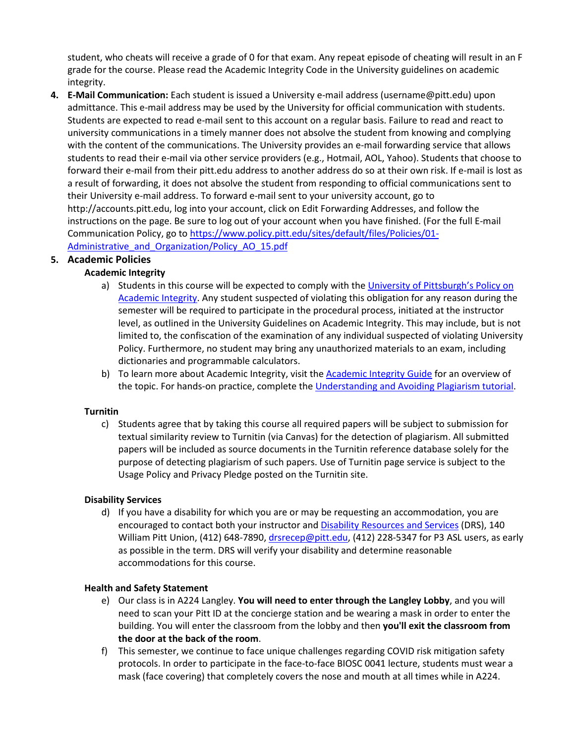student, who cheats will receive a grade of 0 for that exam. Any repeat episode of cheating will result in an F grade for the course. Please read the Academic Integrity Code in the University guidelines on academic integrity.

4. **E-Mail Communication:** Each student is issued a University e-mail address (username@pitt.edu) upon admittance. This e-mail address may be used by the University for official communication with students. Students are expected to read e-mail sent to this account on a regular basis. Failure to read and react to university communications in a timely manner does not absolve the student from knowing and complying with the content of the communications. The University provides an e-mail forwarding service that allows students to read their e-mail via other service providers (e.g., Hotmail, AOL, Yahoo). Students that choose to forward their e-mail from their pitt.edu address to another address do so at their own risk. If e-mail is lost as a result of forwarding, it does not absolve the student from responding to official communications sent to their University e-mail address. To forward e-mail sent to your university account, go to http://accounts.pitt.edu, log into your account, click on Edit Forwarding Addresses, and follow the instructions on the page. Be sure to log out of your account when you have finished. (For the full E-mail Communication Policy, go to [https://www.policy.pitt.edu/sites/default/files/Policies/01-Administrative_and_Organization/Policy_AO_15.pdf](https://www.policy.pitt.edu/sites/default/files/Policies/01-Administrative_and_Organization/Policy_AO_15.pdf)

5. **Academic Policies**

**Academic Integrity**

a) Students in this course will be expected to comply with the University of Pittsburgh's Policy on Academic Integrity. Any student suspected of violating this obligation for any reason during the semester will be required to participate in the procedural process, initiated at the instructor level, as outlined in the University Guidelines on Academic Integrity. This may include, but is not limited to, the confiscation of the examination of any individual suspected of violating University Policy. Furthermore, no student may bring any unauthorized materials to an exam, including dictionaries and programmable calculators.

b) To learn more about Academic Integrity, visit the Academic Integrity Guide for an overview of the topic. For hands-on practice, complete the Understanding and Avoiding Plagiarism tutorial.

**Turnitin**

c) Students agree that by taking this course all required papers will be subject to submission for textual similarity review to Turnitin (via Canvas) for the detection of plagiarism. All submitted papers will be included as source documents in the Turnitin reference database solely for the purpose of detecting plagiarism of such papers. Use of Turnitin page service is subject to the Usage Policy and Privacy Pledge posted on the Turnitin site.

**Disability Services**

d) If you have a disability for which you are or may be requesting an accommodation, you are encouraged to contact both your instructor and Disability Resources and Services (DRS), 140 William Pitt Union, (412) 648-7890, drsrecep@pitt.edu, (412) 228-5347 for P3 ASL users, as early as possible in the term. DRS will verify your disability and determine reasonable accommodations for this course.

**Health and Safety Statement**

e) Our class is in A224 Langley. **You will need to enter through the Langley Lobby**, and you will need to scan your Pitt ID at the concierge station and be wearing a mask in order to enter the building. You will enter the classroom from the lobby and then **you'll exit the classroom from the door at the back of the room**.

f) This semester, we continue to face unique challenges regarding COVID risk mitigation safety protocols. In order to participate in the face-to-face BIOSC 0041 lecture, students must wear a mask (face covering) that completely covers the nose and mouth at all times while in A224.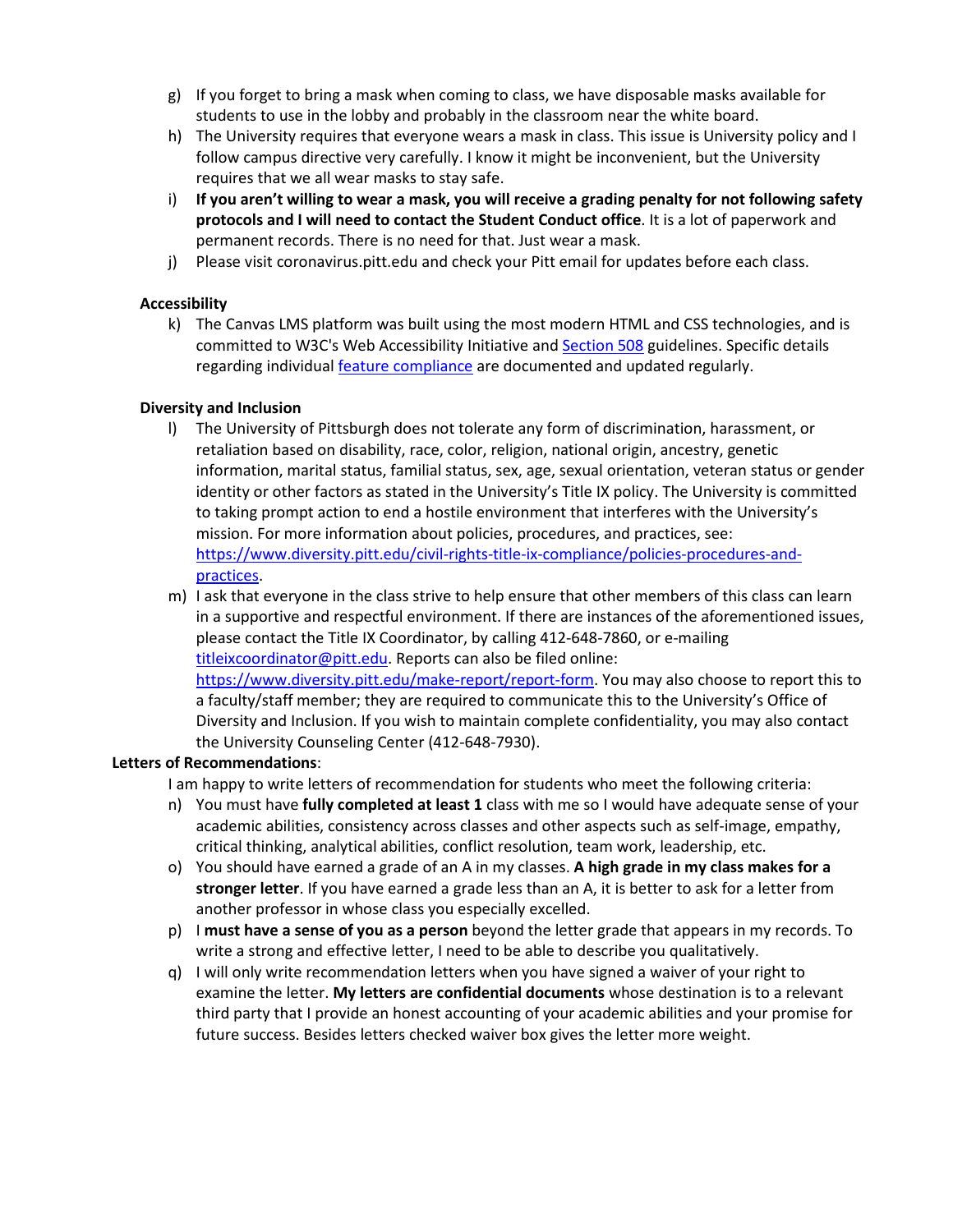g) If you forget to bring a mask when coming to class, we have disposable masks available for students to use in the lobby and probably in the classroom near the white board.

h) The University requires that everyone wears a mask in class. This issue is University policy and I follow campus directive very carefully. I know it might be inconvenient, but the University requires that we all wear masks to stay safe.

i) **If you aren't willing to wear a mask, you will receive a grading penalty for not following safety protocols and I will need to contact the Student Conduct office**. It is a lot of paperwork and permanent records. There is no need for that. Just wear a mask.

j) Please visit coronavirus.pitt.edu and check your Pitt email for updates before each class.

**Accessibility**

k) The Canvas LMS platform was built using the most modern HTML and CSS technologies, and is committed to W3C's Web Accessibility Initiative and [Section 508](#) guidelines. Specific details regarding individual [feature compliance](#) are documented and updated regularly.

**Diversity and Inclusion**

l) The University of Pittsburgh does not tolerate any form of discrimination, harassment, or retaliation based on disability, race, color, religion, national origin, ancestry, genetic information, marital status, familial status, sex, age, sexual orientation, veteran status or gender identity or other factors as stated in the University's Title IX policy. The University is committed to taking prompt action to end a hostile environment that interferes with the University's mission. For more information about policies, procedures, and practices, see: https://www.diversity.pitt.edu/civil-rights-title-ix-compliance/policies-procedures-and-practices.

m) I ask that everyone in the class strive to help ensure that other members of this class can learn in a supportive and respectful environment. If there are instances of the aforementioned issues, please contact the Title IX Coordinator, by calling 412-648-7860, or e-mailing titleixcoordinator@pitt.edu. Reports can also be filed online: https://www.diversity.pitt.edu/make-report/report-form. You may also choose to report this to a faculty/staff member; they are required to communicate this to the University's Office of Diversity and Inclusion. If you wish to maintain complete confidentiality, you may also contact the University Counseling Center (412-648-7930).

**Letters of Recommendations**:

I am happy to write letters of recommendation for students who meet the following criteria:

n) You must have **fully completed at least 1** class with me so I would have adequate sense of your academic abilities, consistency across classes and other aspects such as self-image, empathy, critical thinking, analytical abilities, conflict resolution, team work, leadership, etc.

o) You should have earned a grade of an A in my classes. **A high grade in my class makes for a stronger letter**. If you have earned a grade less than an A, it is better to ask for a letter from another professor in whose class you especially excelled.

p) I **must have a sense of you as a person** beyond the letter grade that appears in my records. To write a strong and effective letter, I need to be able to describe you qualitatively.

q) I will only write recommendation letters when you have signed a waiver of your right to examine the letter. **My letters are confidential documents** whose destination is to a relevant third party that I provide an honest accounting of your academic abilities and your promise for future success. Besides letters checked waiver box gives the letter more weight.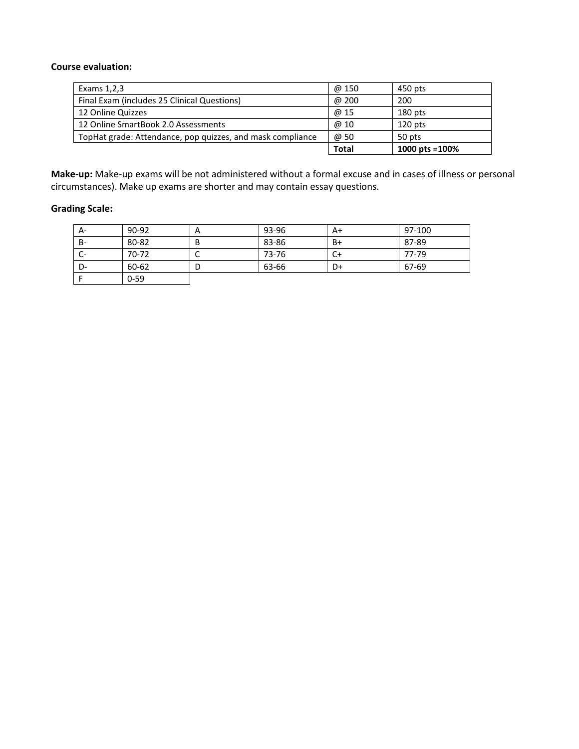**Course evaluation:**

| | | |
|---|---|---|
| Exams 1,2,3 | @ 150 | 450 pts |
| Final Exam (includes 25 Clinical Questions) | @ 200 | 200 |
| 12 Online Quizzes | @ 15 | 180 pts |
| 12 Online SmartBook 2.0 Assessments | @ 10 | 120 pts |
| TopHat grade: Attendance, pop quizzes, and mask compliance | @ 50 | 50 pts |
| | **Total** | **1000 pts =100%** |

**Make-up:** Make-up exams will be not administered without a formal excuse and in cases of illness or personal circumstances). Make up exams are shorter and may contain essay questions.

**Grading Scale:**

| | | | | | |
|---|---|---|---|---|---|
| A- | 90-92 | A | 93-96 | A+ | 97-100 |
| B- | 80-82 | B | 83-86 | B+ | 87-89 |
| C- | 70-72 | C | 73-76 | C+ | 77-79 |
| D- | 60-62 | D | 63-66 | D+ | 67-69 |
| F | 0-59 | | | | |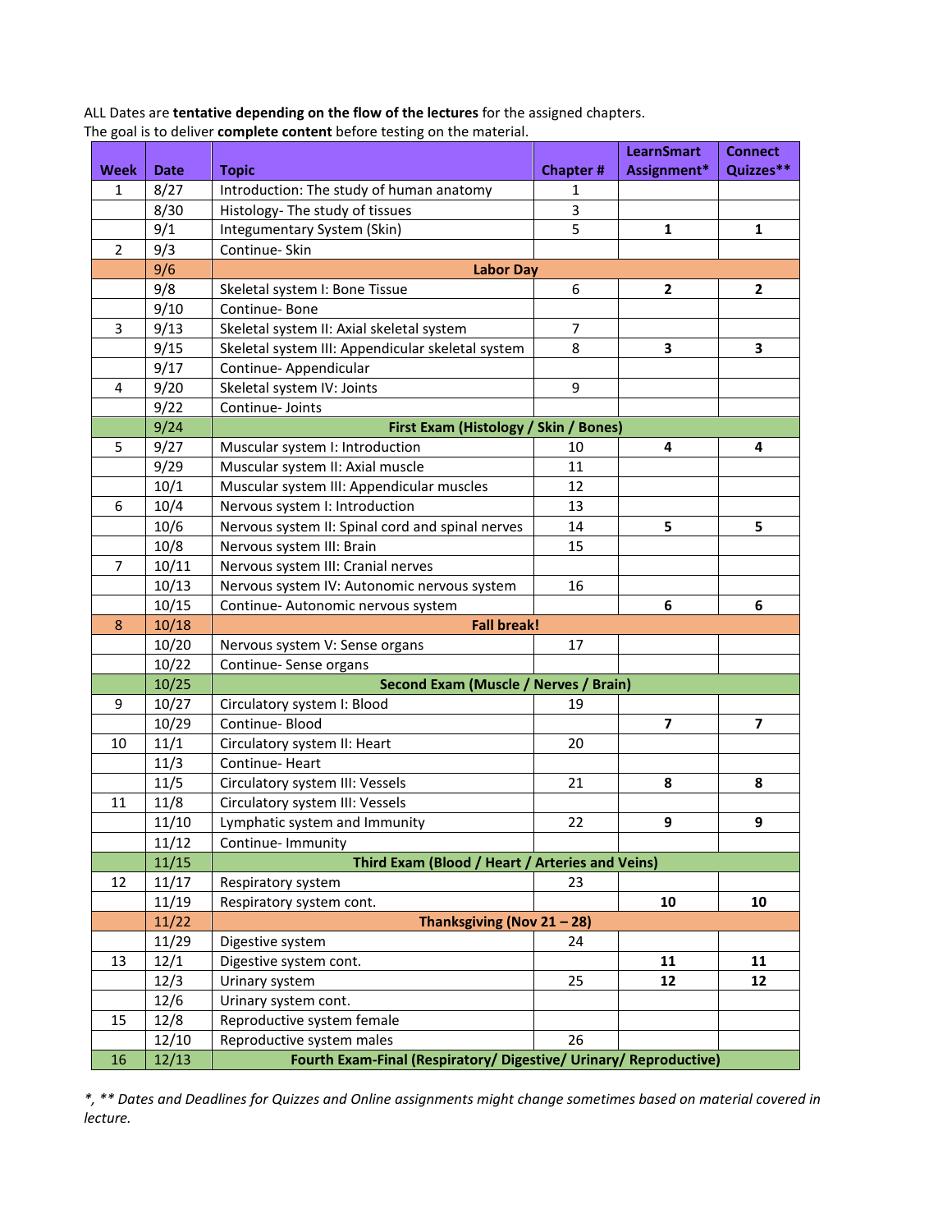ALL Dates are **tentative depending on the flow of the lectures** for the assigned chapters.
The goal is to deliver **complete content** before testing on the material.

| Week | Date | Topic | Chapter # | LearnSmart Assignment* | Connect Quizzes** |
|---|---|---|---|---|---|
| 1 | 8/27 | Introduction: The study of human anatomy | 1 | | |
| | 8/30 | Histology- The study of tissues | 3 | | |
| | 9/1 | Integumentary System (Skin) | 5 | **1** | **1** |
| 2 | 9/3 | Continue- Skin | | | |
| | 9/6 | **Labor Day** | | | |
| | 9/8 | Skeletal system I: Bone Tissue | 6 | **2** | **2** |
| | 9/10 | Continue- Bone | | | |
| 3 | 9/13 | Skeletal system II: Axial skeletal system | 7 | | |
| | 9/15 | Skeletal system III: Appendicular skeletal system | 8 | **3** | **3** |
| | 9/17 | Continue- Appendicular | | | |
| 4 | 9/20 | Skeletal system IV: Joints | 9 | | |
| | 9/22 | Continue- Joints | | | |
| | 9/24 | **First Exam (Histology / Skin / Bones)** | | | |
| 5 | 9/27 | Muscular system I: Introduction | 10 | **4** | **4** |
| | 9/29 | Muscular system II: Axial muscle | 11 | | |
| | 10/1 | Muscular system III: Appendicular muscles | 12 | | |
| 6 | 10/4 | Nervous system I: Introduction | 13 | | |
| | 10/6 | Nervous system II: Spinal cord and spinal nerves | 14 | **5** | **5** |
| | 10/8 | Nervous system III: Brain | 15 | | |
| 7 | 10/11 | Nervous system III: Cranial nerves | | | |
| | 10/13 | Nervous system IV: Autonomic nervous system | 16 | | |
| | 10/15 | Continue- Autonomic nervous system | | **6** | **6** |
| 8 | 10/18 | **Fall break!** | | | |
| | 10/20 | Nervous system V: Sense organs | 17 | | |
| | 10/22 | Continue- Sense organs | | | |
| | 10/25 | **Second Exam (Muscle / Nerves / Brain)** | | | |
| 9 | 10/27 | Circulatory system I: Blood | 19 | | |
| | 10/29 | Continue- Blood | | **7** | **7** |
| 10 | 11/1 | Circulatory system II: Heart | 20 | | |
| | 11/3 | Continue- Heart | | | |
| | 11/5 | Circulatory system III: Vessels | 21 | **8** | **8** |
| 11 | 11/8 | Circulatory system III: Vessels | | | |
| | 11/10 | Lymphatic system and Immunity | 22 | **9** | **9** |
| | 11/12 | Continue- Immunity | | | |
| | 11/15 | **Third Exam (Blood / Heart / Arteries and Veins)** | | | |
| 12 | 11/17 | Respiratory system | 23 | | |
| | 11/19 | Respiratory system cont. | | **10** | **10** |
| | 11/22 | **Thanksgiving (Nov 21 – 28)** | | | |
| | 11/29 | Digestive system | 24 | | |
| 13 | 12/1 | Digestive system cont. | | **11** | **11** |
| | 12/3 | Urinary system | 25 | **12** | **12** |
| | 12/6 | Urinary system cont. | | | |
| 15 | 12/8 | Reproductive system female | | | |
| | 12/10 | Reproductive system males | 26 | | |
| 16 | 12/13 | **Fourth Exam-Final (Respiratory/ Digestive/ Urinary/ Reproductive)** | | | |

*\*, \*\* Dates and Deadlines for Quizzes and Online assignments might change sometimes based on material covered in lecture.*